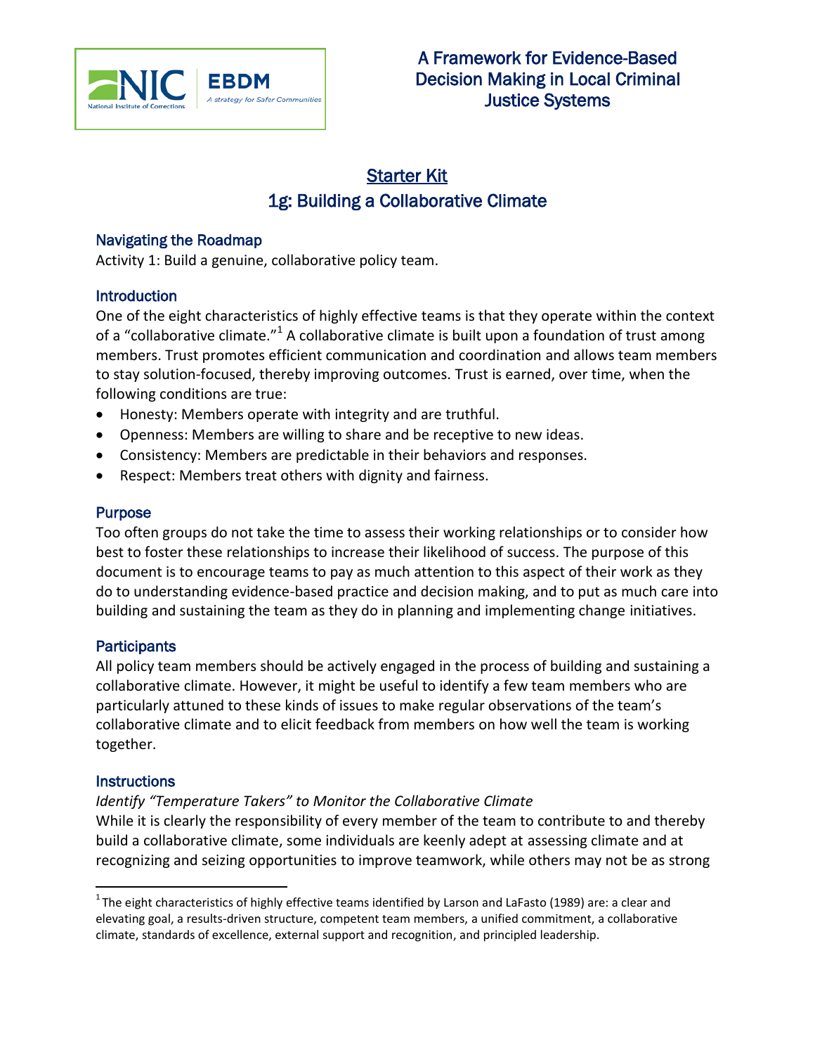# A Framework for Evidence-Based Decision Making in Local Criminal Justice Systems

## Starter Kit
## 1g: Building a Collaborative Climate

### Navigating the Roadmap

Activity 1: Build a genuine, collaborative policy team.

### Introduction

One of the eight characteristics of highly effective teams is that they operate within the context of a "collaborative climate."[1] A collaborative climate is built upon a foundation of trust among members. Trust promotes efficient communication and coordination and allows team members to stay solution-focused, thereby improving outcomes. Trust is earned, over time, when the following conditions are true:

- Honesty: Members operate with integrity and are truthful.
- Openness: Members are willing to share and be receptive to new ideas.
- Consistency: Members are predictable in their behaviors and responses.
- Respect: Members treat others with dignity and fairness.

### Purpose

Too often groups do not take the time to assess their working relationships or to consider how best to foster these relationships to increase their likelihood of success. The purpose of this document is to encourage teams to pay as much attention to this aspect of their work as they do to understanding evidence-based practice and decision making, and to put as much care into building and sustaining the team as they do in planning and implementing change initiatives.

### Participants

All policy team members should be actively engaged in the process of building and sustaining a collaborative climate. However, it might be useful to identify a few team members who are particularly attuned to these kinds of issues to make regular observations of the team's collaborative climate and to elicit feedback from members on how well the team is working together.

### Instructions

*Identify "Temperature Takers" to Monitor the Collaborative Climate*

While it is clearly the responsibility of every member of the team to contribute to and thereby build a collaborative climate, some individuals are keenly adept at assessing climate and at recognizing and seizing opportunities to improve teamwork, while others may not be as strong

[1] The eight characteristics of highly effective teams identified by Larson and LaFasto (1989) are: a clear and elevating goal, a results-driven structure, competent team members, a unified commitment, a collaborative climate, standards of excellence, external support and recognition, and principled leadership.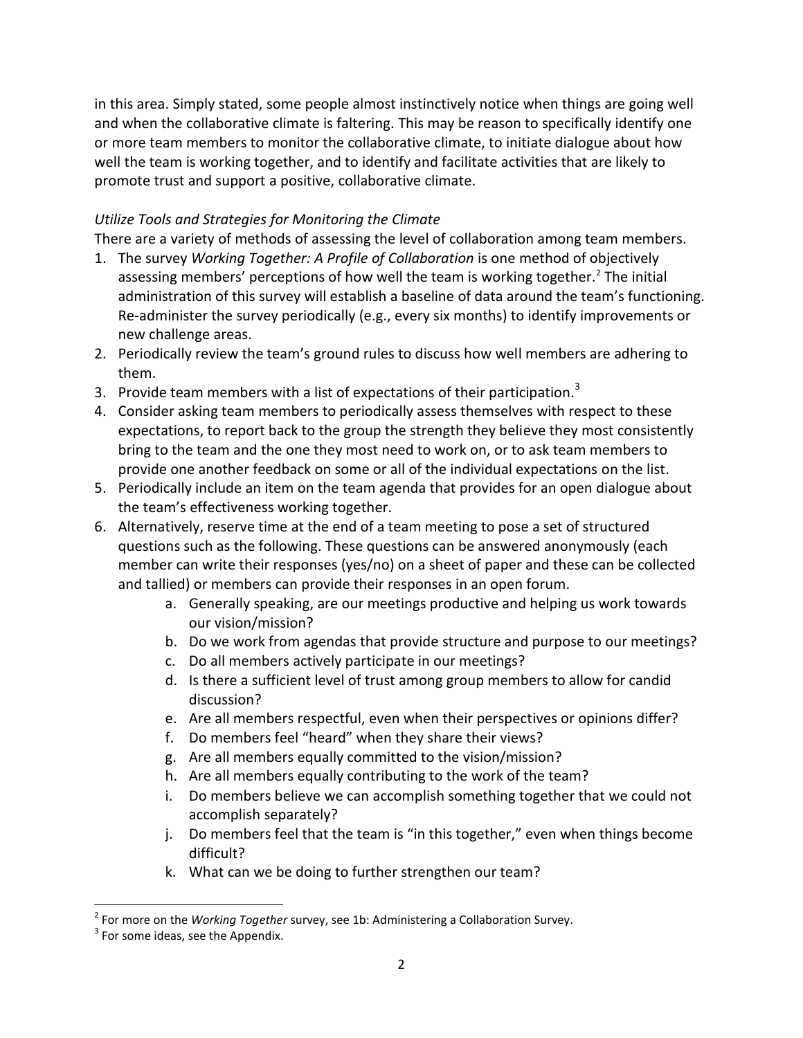in this area. Simply stated, some people almost instinctively notice when things are going well and when the collaborative climate is faltering. This may be reason to specifically identify one or more team members to monitor the collaborative climate, to initiate dialogue about how well the team is working together, and to identify and facilitate activities that are likely to promote trust and support a positive, collaborative climate.

*Utilize Tools and Strategies for Monitoring the Climate*

There are a variety of methods of assessing the level of collaboration among team members.

1. The survey *Working Together: A Profile of Collaboration* is one method of objectively assessing members' perceptions of how well the team is working together.[2] The initial administration of this survey will establish a baseline of data around the team's functioning. Re-administer the survey periodically (e.g., every six months) to identify improvements or new challenge areas.
2. Periodically review the team's ground rules to discuss how well members are adhering to them.
3. Provide team members with a list of expectations of their participation.[3]
4. Consider asking team members to periodically assess themselves with respect to these expectations, to report back to the group the strength they believe they most consistently bring to the team and the one they most need to work on, or to ask team members to provide one another feedback on some or all of the individual expectations on the list.
5. Periodically include an item on the team agenda that provides for an open dialogue about the team's effectiveness working together.
6. Alternatively, reserve time at the end of a team meeting to pose a set of structured questions such as the following. These questions can be answered anonymously (each member can write their responses (yes/no) on a sheet of paper and these can be collected and tallied) or members can provide their responses in an open forum.
    a. Generally speaking, are our meetings productive and helping us work towards our vision/mission?
    b. Do we work from agendas that provide structure and purpose to our meetings?
    c. Do all members actively participate in our meetings?
    d. Is there a sufficient level of trust among group members to allow for candid discussion?
    e. Are all members respectful, even when their perspectives or opinions differ?
    f. Do members feel "heard" when they share their views?
    g. Are all members equally committed to the vision/mission?
    h. Are all members equally contributing to the work of the team?
    i. Do members believe we can accomplish something together that we could not accomplish separately?
    j. Do members feel that the team is "in this together," even when things become difficult?
    k. What can we be doing to further strengthen our team?

---

[2] For more on the *Working Together* survey, see 1b: Administering a Collaboration Survey.

[3] For some ideas, see the Appendix.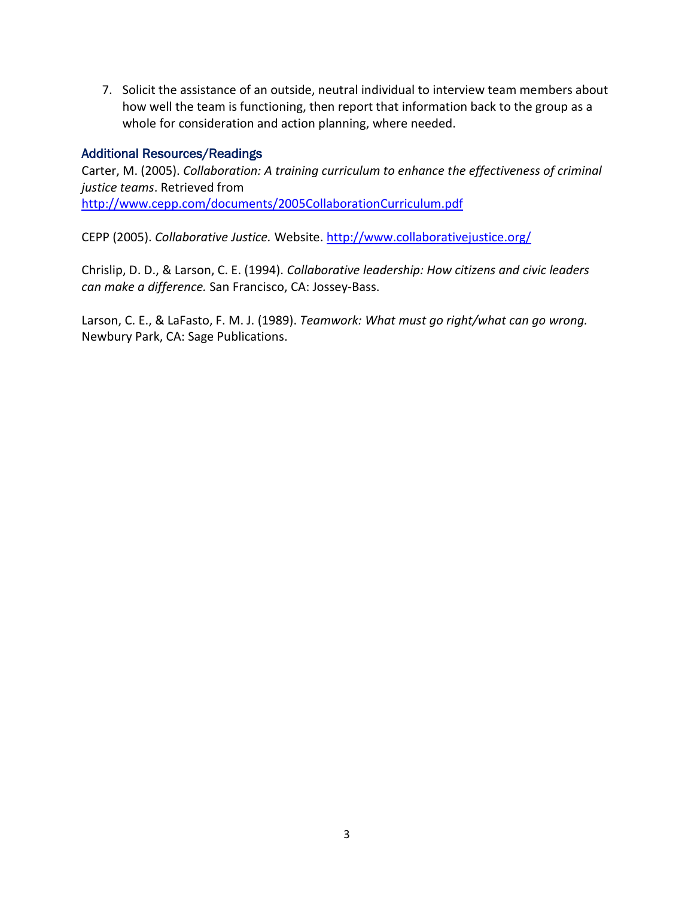7. Solicit the assistance of an outside, neutral individual to interview team members about how well the team is functioning, then report that information back to the group as a whole for consideration and action planning, where needed.

### Additional Resources/Readings

Carter, M. (2005). *Collaboration: A training curriculum to enhance the effectiveness of criminal justice teams*. Retrieved from http://www.cepp.com/documents/2005CollaborationCurriculum.pdf

CEPP (2005). *Collaborative Justice.* Website. http://www.collaborativejustice.org/

Chrislip, D. D., & Larson, C. E. (1994). *Collaborative leadership: How citizens and civic leaders can make a difference.* San Francisco, CA: Jossey-Bass.

Larson, C. E., & LaFasto, F. M. J. (1989). *Teamwork: What must go right/what can go wrong.* Newbury Park, CA: Sage Publications.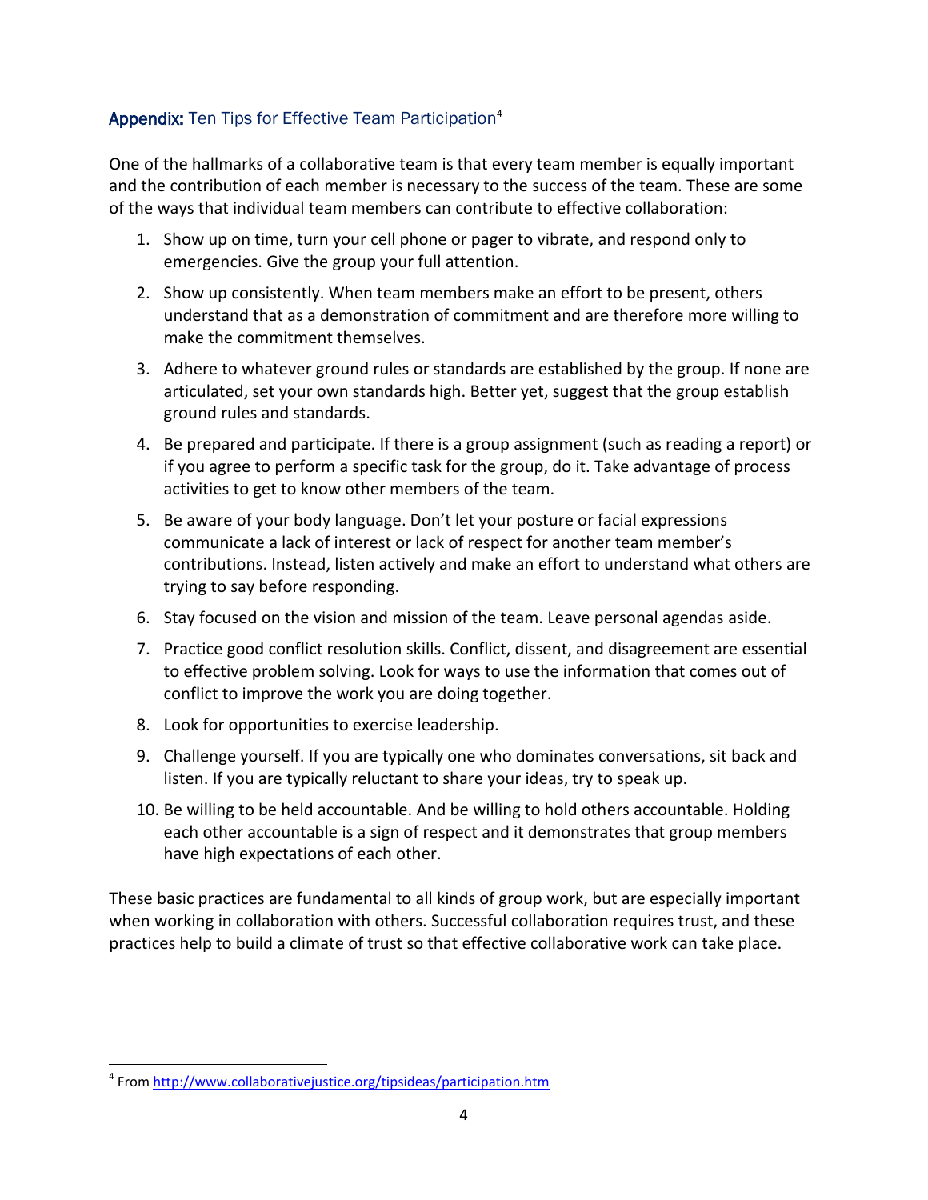## **Appendix:** Ten Tips for Effective Team Participation[4]

One of the hallmarks of a collaborative team is that every team member is equally important and the contribution of each member is necessary to the success of the team. These are some of the ways that individual team members can contribute to effective collaboration:

1. Show up on time, turn your cell phone or pager to vibrate, and respond only to emergencies. Give the group your full attention.
2. Show up consistently. When team members make an effort to be present, others understand that as a demonstration of commitment and are therefore more willing to make the commitment themselves.
3. Adhere to whatever ground rules or standards are established by the group. If none are articulated, set your own standards high. Better yet, suggest that the group establish ground rules and standards.
4. Be prepared and participate. If there is a group assignment (such as reading a report) or if you agree to perform a specific task for the group, do it. Take advantage of process activities to get to know other members of the team.
5. Be aware of your body language. Don't let your posture or facial expressions communicate a lack of interest or lack of respect for another team member's contributions. Instead, listen actively and make an effort to understand what others are trying to say before responding.
6. Stay focused on the vision and mission of the team. Leave personal agendas aside.
7. Practice good conflict resolution skills. Conflict, dissent, and disagreement are essential to effective problem solving. Look for ways to use the information that comes out of conflict to improve the work you are doing together.
8. Look for opportunities to exercise leadership.
9. Challenge yourself. If you are typically one who dominates conversations, sit back and listen. If you are typically reluctant to share your ideas, try to speak up.
10. Be willing to be held accountable. And be willing to hold others accountable. Holding each other accountable is a sign of respect and it demonstrates that group members have high expectations of each other.

These basic practices are fundamental to all kinds of group work, but are especially important when working in collaboration with others. Successful collaboration requires trust, and these practices help to build a climate of trust so that effective collaborative work can take place.

---

[4] From http://www.collaborativejustice.org/tipsideas/participation.htm